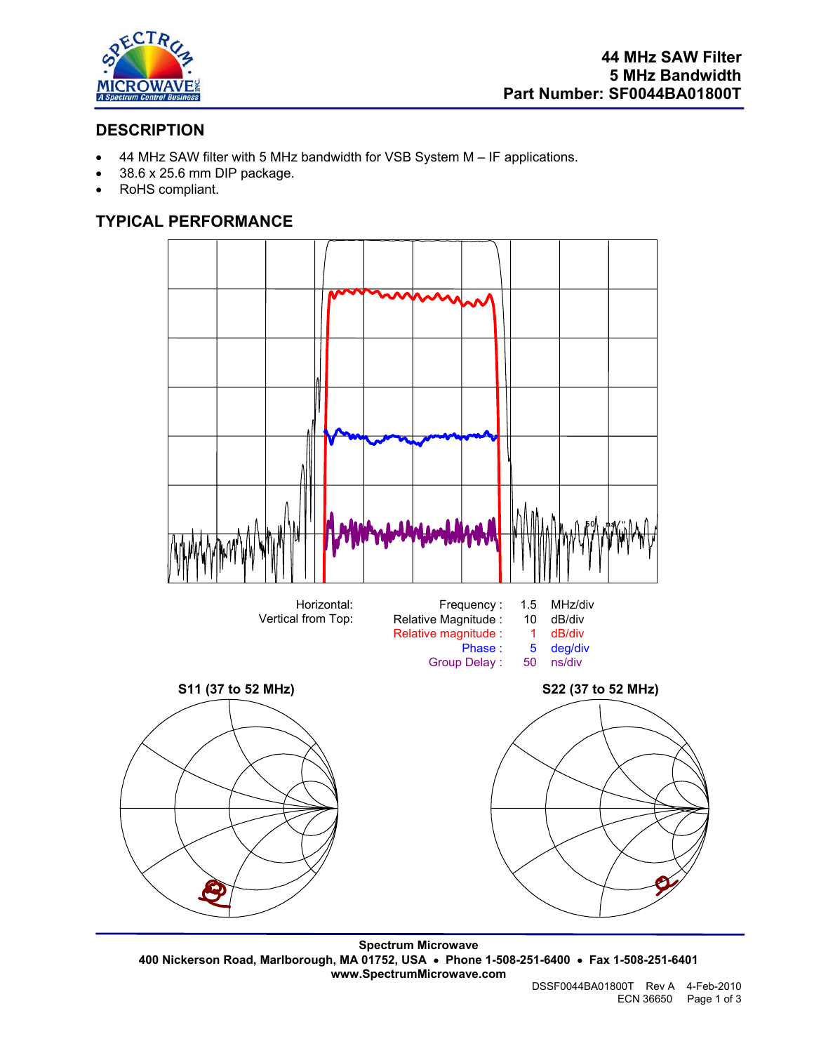# 44 MHz SAW Filter
## 5 MHz Bandwidth
## Part Number: SF0044BA01800T

## DESCRIPTION

- 44 MHz SAW filter with 5 MHz bandwidth for VSB System M – IF applications.
- 38.6 x 25.6 mm DIP package.
- RoHS compliant.

## TYPICAL PERFORMANCE

| | | | |
|---|---|---|---|
| Horizontal: | Frequency : | 1.5 | MHz/div |
| Vertical from Top: | Relative Magnitude : | 10 | dB/div |
| | Relative magnitude : | 1 | dB/div |
| | Phase : | 5 | deg/div |
| | Group Delay : | 50 | ns/div |

**S11 (37 to 52 MHz)**

**S22 (37 to 52 MHz)**

**Spectrum Microwave**
**400 Nickerson Road, Marlborough, MA 01752, USA • Phone 1-508-251-6400 • Fax 1-508-251-6401**
**www.SpectrumMicrowave.com**

DSSF0044BA01800T Rev A 4-Feb-2010
ECN 36650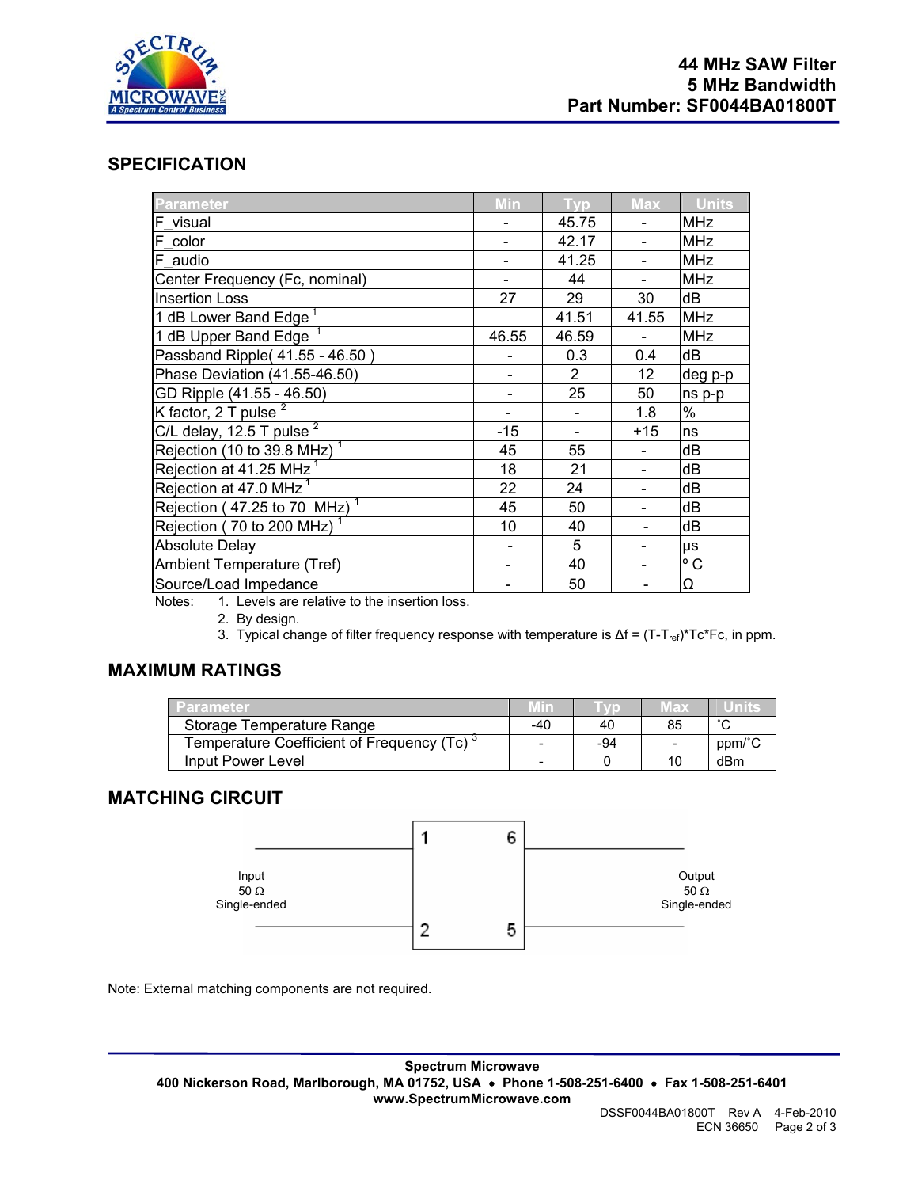# 44 MHz SAW Filter
## 5 MHz Bandwidth
## Part Number: SF0044BA01800T

## SPECIFICATION

| Parameter | Min | Typ | Max | Units |
|---|---|---|---|---|
| F_visual | - | 45.75 | - | MHz |
| F_color | - | 42.17 | - | MHz |
| F_audio | - | 41.25 | - | MHz |
| Center Frequency (Fc, nominal) | - | 44 | - | MHz |
| Insertion Loss | 27 | 29 | 30 | dB |
| 1 dB Lower Band Edge [1] | | 41.51 | 41.55 | MHz |
| 1 dB Upper Band Edge [1] | 46.55 | 46.59 | - | MHz |
| Passband Ripple( 41.55 - 46.50 ) | - | 0.3 | 0.4 | dB |
| Phase Deviation (41.55-46.50) | - | 2 | 12 | deg p-p |
| GD Ripple (41.55 - 46.50) | - | 25 | 50 | ns p-p |
| K factor, 2 T pulse [2] | - | - | 1.8 | % |
| C/L delay, 12.5 T pulse [2] | -15 | - | +15 | ns |
| Rejection (10 to 39.8 MHz) [1] | 45 | 55 | - | dB |
| Rejection at 41.25 MHz [1] | 18 | 21 | - | dB |
| Rejection at 47.0 MHz [1] | 22 | 24 | - | dB |
| Rejection ( 47.25 to 70 MHz) [1] | 45 | 50 | - | dB |
| Rejection ( 70 to 200 MHz) [1] | 10 | 40 | - | dB |
| Absolute Delay | - | 5 | - | μs |
| Ambient Temperature (Tref) | - | 40 | - | ° C |
| Source/Load Impedance | - | 50 | - | Ω |

Notes:
1. Levels are relative to the insertion loss.
2. By design.
3. Typical change of filter frequency response with temperature is $\Delta f = (T-T_{ref})*Tc*Fc$, in ppm.

## MAXIMUM RATINGS

| Parameter | Min | Typ | Max | Units |
|---|---|---|---|---|
| Storage Temperature Range | -40 | 40 | 85 | ˚C |
| Temperature Coefficient of Frequency (Tc) [3] | - | -94 | - | ppm/˚C |
| Input Power Level | - | 0 | 10 | dBm |

## MATCHING CIRCUIT

Input 50 Ω Single-ended — pins 1, 2 | pins 6, 5 — Output 50 Ω Single-ended

Note: External matching components are not required.

**Spectrum Microwave**
**400 Nickerson Road, Marlborough, MA 01752, USA • Phone 1-508-251-6400 • Fax 1-508-251-6401**
**www.SpectrumMicrowave.com**

DSSF0044BA01800T Rev A 4-Feb-2010
ECN 36650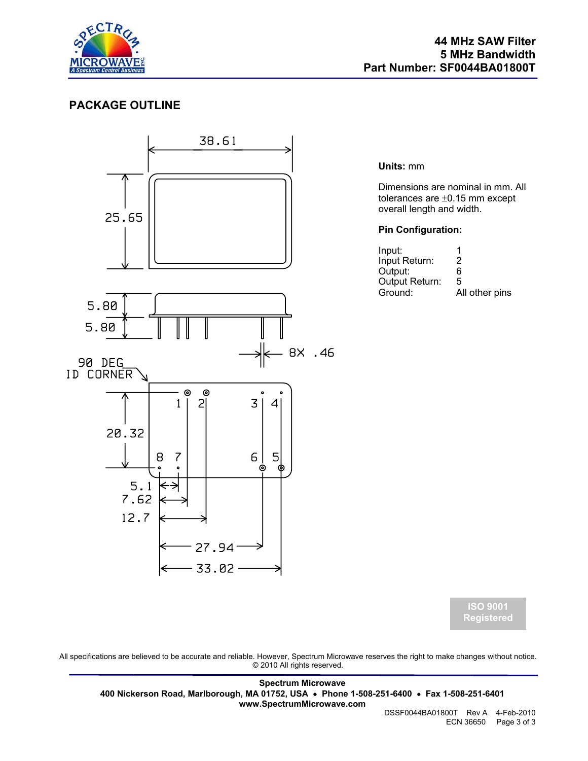# PACKAGE OUTLINE

38.61

25.65

5.80

5.80

8X .46

90 DEG
ID CORNER

1 2 3 4

20.32

8 7 6 5

5.1

7.62

12.7

27.94

33.02

**Units:** mm

Dimensions are nominal in mm. All tolerances are ±0.15 mm except overall length and width.

**Pin Configuration:**

| | |
|---|---|
| Input: | 1 |
| Input Return: | 2 |
| Output: | 6 |
| Output Return: | 5 |
| Ground: | All other pins |

ISO 9001
Registered

All specifications are believed to be accurate and reliable. However, Spectrum Microwave reserves the right to make changes without notice.
© 2010 All rights reserved.

**Spectrum Microwave**
**400 Nickerson Road, Marlborough, MA 01752, USA • Phone 1-508-251-6400 • Fax 1-508-251-6401**
**www.SpectrumMicrowave.com**

DSSF0044BA01800T Rev A 4-Feb-2010
ECN 36650